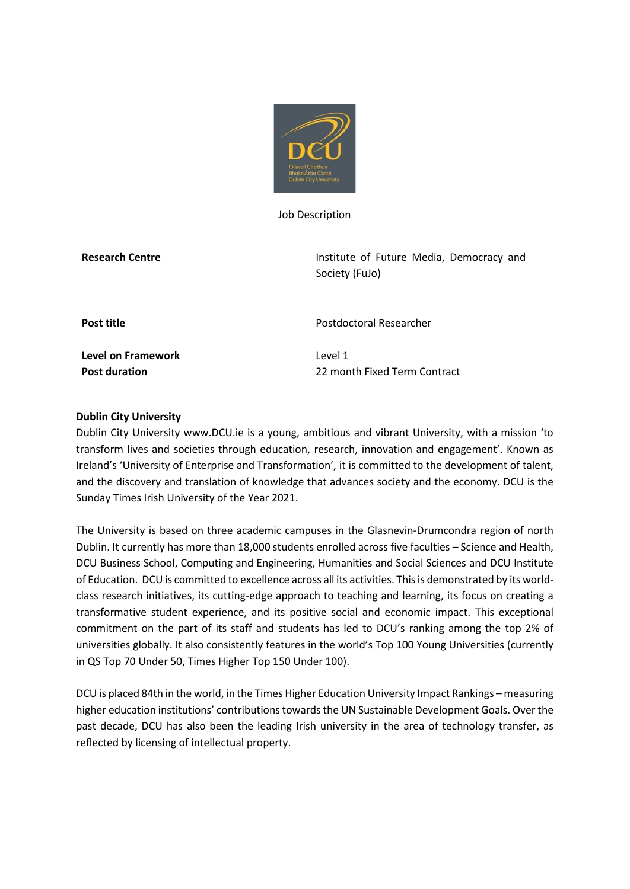Job Description

| | |
|---|---|
| **Research Centre** | Institute of Future Media, Democracy and Society (FuJo) |
| **Post title** | Postdoctoral Researcher |
| **Level on Framework** | Level 1 |
| **Post duration** | 22 month Fixed Term Contract |

**Dublin City University**

Dublin City University www.DCU.ie is a young, ambitious and vibrant University, with a mission 'to transform lives and societies through education, research, innovation and engagement'. Known as Ireland's 'University of Enterprise and Transformation', it is committed to the development of talent, and the discovery and translation of knowledge that advances society and the economy. DCU is the Sunday Times Irish University of the Year 2021.

The University is based on three academic campuses in the Glasnevin-Drumcondra region of north Dublin. It currently has more than 18,000 students enrolled across five faculties – Science and Health, DCU Business School, Computing and Engineering, Humanities and Social Sciences and DCU Institute of Education. DCU is committed to excellence across all its activities. This is demonstrated by its world-class research initiatives, its cutting-edge approach to teaching and learning, its focus on creating a transformative student experience, and its positive social and economic impact. This exceptional commitment on the part of its staff and students has led to DCU's ranking among the top 2% of universities globally. It also consistently features in the world's Top 100 Young Universities (currently in QS Top 70 Under 50, Times Higher Top 150 Under 100).

DCU is placed 84th in the world, in the Times Higher Education University Impact Rankings – measuring higher education institutions' contributions towards the UN Sustainable Development Goals. Over the past decade, DCU has also been the leading Irish university in the area of technology transfer, as reflected by licensing of intellectual property.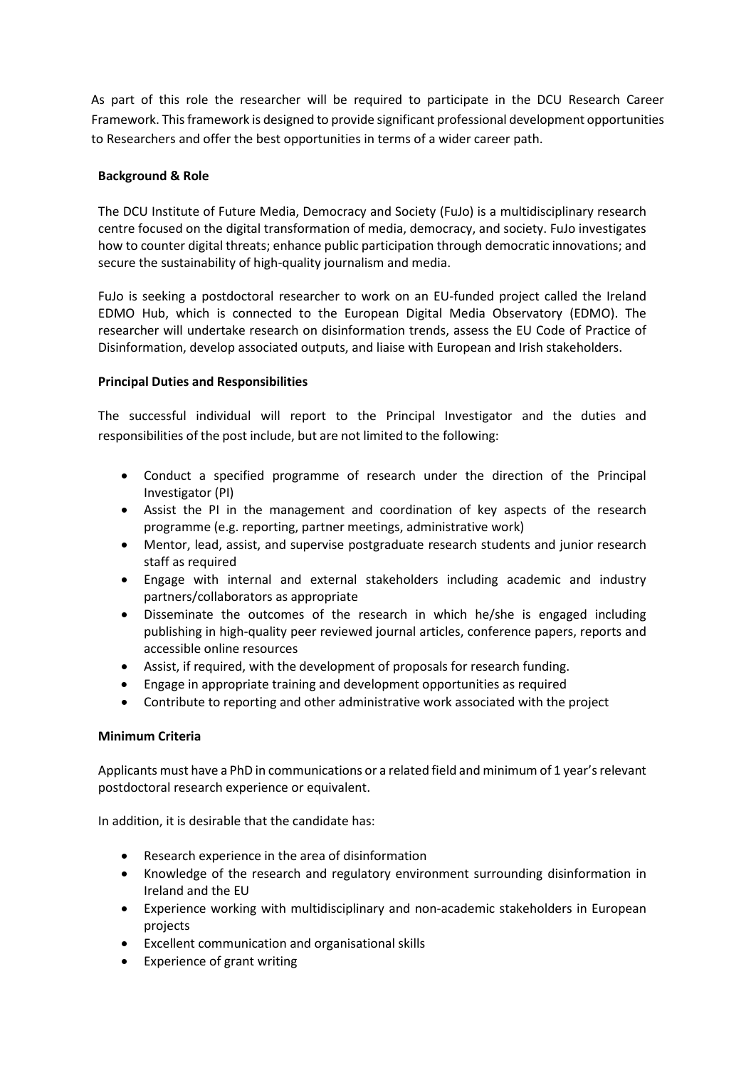As part of this role the researcher will be required to participate in the DCU Research Career Framework. This framework is designed to provide significant professional development opportunities to Researchers and offer the best opportunities in terms of a wider career path.

**Background & Role**

The DCU Institute of Future Media, Democracy and Society (FuJo) is a multidisciplinary research centre focused on the digital transformation of media, democracy, and society. FuJo investigates how to counter digital threats; enhance public participation through democratic innovations; and secure the sustainability of high-quality journalism and media.

FuJo is seeking a postdoctoral researcher to work on an EU-funded project called the Ireland EDMO Hub, which is connected to the European Digital Media Observatory (EDMO). The researcher will undertake research on disinformation trends, assess the EU Code of Practice of Disinformation, develop associated outputs, and liaise with European and Irish stakeholders.

**Principal Duties and Responsibilities**

The successful individual will report to the Principal Investigator and the duties and responsibilities of the post include, but are not limited to the following:

- Conduct a specified programme of research under the direction of the Principal Investigator (PI)
- Assist the PI in the management and coordination of key aspects of the research programme (e.g. reporting, partner meetings, administrative work)
- Mentor, lead, assist, and supervise postgraduate research students and junior research staff as required
- Engage with internal and external stakeholders including academic and industry partners/collaborators as appropriate
- Disseminate the outcomes of the research in which he/she is engaged including publishing in high-quality peer reviewed journal articles, conference papers, reports and accessible online resources
- Assist, if required, with the development of proposals for research funding.
- Engage in appropriate training and development opportunities as required
- Contribute to reporting and other administrative work associated with the project

**Minimum Criteria**

Applicants must have a PhD in communications or a related field and minimum of 1 year's relevant postdoctoral research experience or equivalent.

In addition, it is desirable that the candidate has:

- Research experience in the area of disinformation
- Knowledge of the research and regulatory environment surrounding disinformation in Ireland and the EU
- Experience working with multidisciplinary and non-academic stakeholders in European projects
- Excellent communication and organisational skills
- Experience of grant writing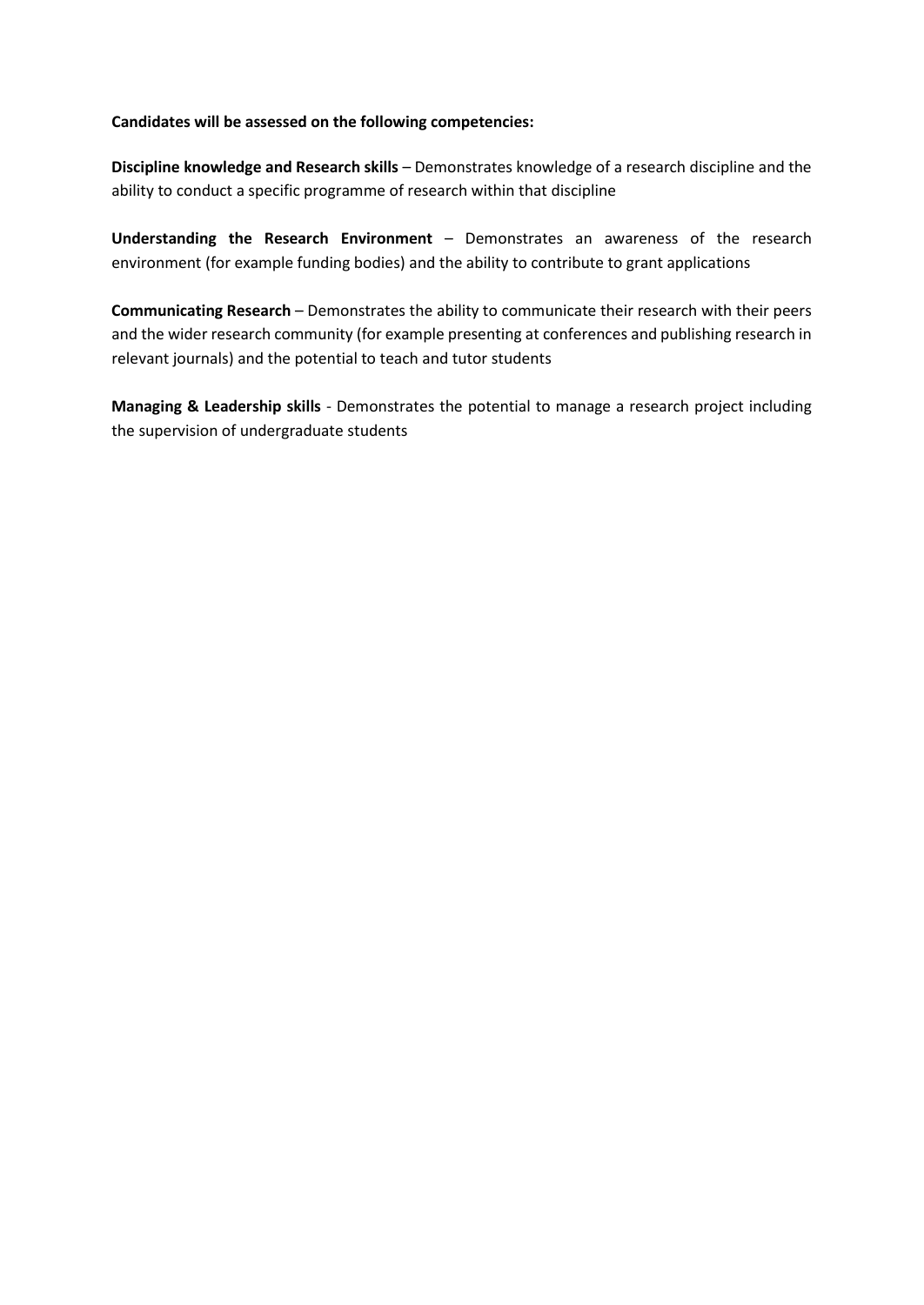**Candidates will be assessed on the following competencies:**

**Discipline knowledge and Research skills** – Demonstrates knowledge of a research discipline and the ability to conduct a specific programme of research within that discipline

**Understanding the Research Environment** – Demonstrates an awareness of the research environment (for example funding bodies) and the ability to contribute to grant applications

**Communicating Research** – Demonstrates the ability to communicate their research with their peers and the wider research community (for example presenting at conferences and publishing research in relevant journals) and the potential to teach and tutor students

**Managing & Leadership skills** - Demonstrates the potential to manage a research project including the supervision of undergraduate students